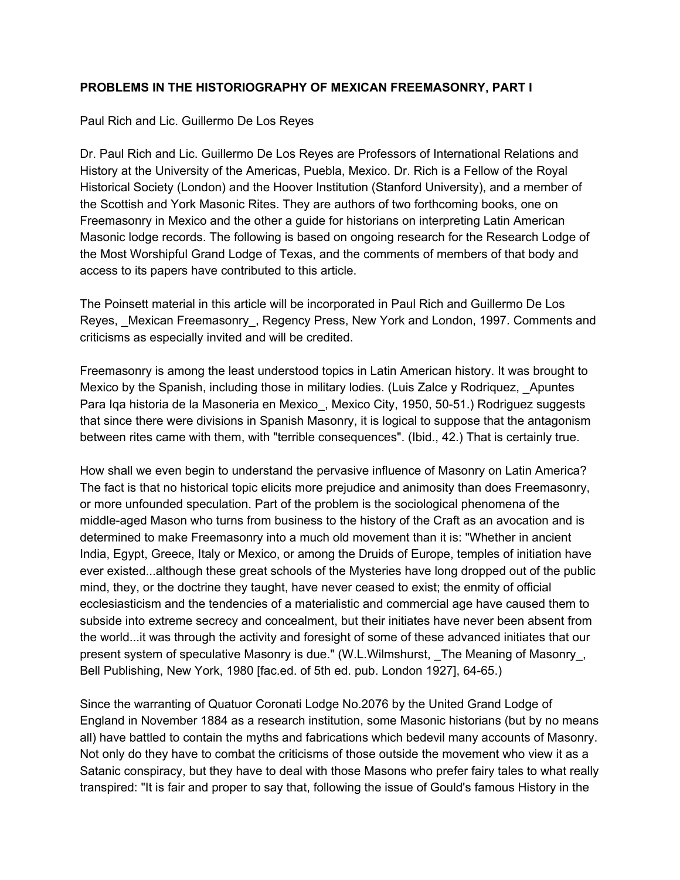**PROBLEMS IN THE HISTORIOGRAPHY OF MEXICAN FREEMASONRY, PART I**

Paul Rich and Lic. Guillermo De Los Reyes

Dr. Paul Rich and Lic. Guillermo De Los Reyes are Professors of International Relations and History at the University of the Americas, Puebla, Mexico. Dr. Rich is a Fellow of the Royal Historical Society (London) and the Hoover Institution (Stanford University), and a member of the Scottish and York Masonic Rites. They are authors of two forthcoming books, one on Freemasonry in Mexico and the other a guide for historians on interpreting Latin American Masonic lodge records. The following is based on ongoing research for the Research Lodge of the Most Worshipful Grand Lodge of Texas, and the comments of members of that body and access to its papers have contributed to this article.

The Poinsett material in this article will be incorporated in Paul Rich and Guillermo De Los Reyes, _Mexican Freemasonry_, Regency Press, New York and London, 1997. Comments and criticisms as especially invited and will be credited.

Freemasonry is among the least understood topics in Latin American history. It was brought to Mexico by the Spanish, including those in military lodies. (Luis Zalce y Rodriquez, _Apuntes Para Iqa historia de la Masoneria en Mexico_, Mexico City, 1950, 50-51.) Rodriguez suggests that since there were divisions in Spanish Masonry, it is logical to suppose that the antagonism between rites came with them, with "terrible consequences". (Ibid., 42.) That is certainly true.

How shall we even begin to understand the pervasive influence of Masonry on Latin America? The fact is that no historical topic elicits more prejudice and animosity than does Freemasonry, or more unfounded speculation. Part of the problem is the sociological phenomena of the middle-aged Mason who turns from business to the history of the Craft as an avocation and is determined to make Freemasonry into a much old movement than it is: "Whether in ancient India, Egypt, Greece, Italy or Mexico, or among the Druids of Europe, temples of initiation have ever existed...although these great schools of the Mysteries have long dropped out of the public mind, they, or the doctrine they taught, have never ceased to exist; the enmity of official ecclesiasticism and the tendencies of a materialistic and commercial age have caused them to subside into extreme secrecy and concealment, but their initiates have never been absent from the world...it was through the activity and foresight of some of these advanced initiates that our present system of speculative Masonry is due." (W.L.Wilmshurst, _The Meaning of Masonry_, Bell Publishing, New York, 1980 [fac.ed. of 5th ed. pub. London 1927], 64-65.)

Since the warranting of Quatuor Coronati Lodge No.2076 by the United Grand Lodge of England in November 1884 as a research institution, some Masonic historians (but by no means all) have battled to contain the myths and fabrications which bedevil many accounts of Masonry. Not only do they have to combat the criticisms of those outside the movement who view it as a Satanic conspiracy, but they have to deal with those Masons who prefer fairy tales to what really transpired: "It is fair and proper to say that, following the issue of Gould's famous History in the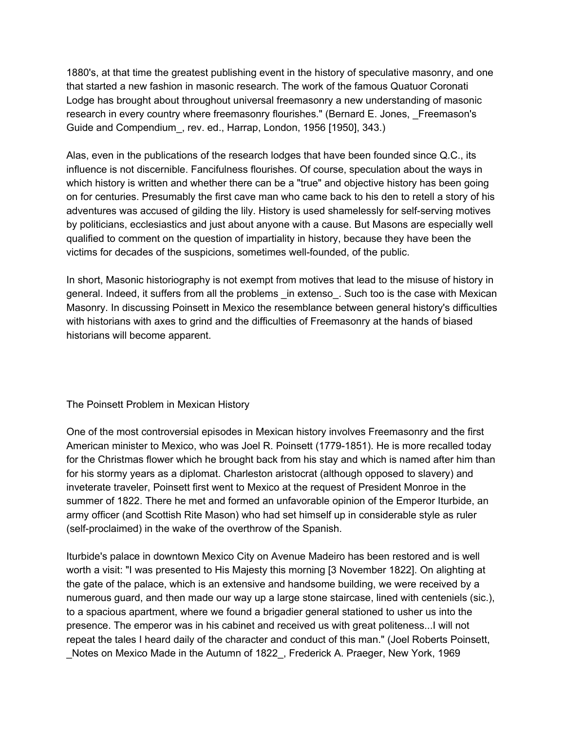1880's, at that time the greatest publishing event in the history of speculative masonry, and one that started a new fashion in masonic research. The work of the famous Quatuor Coronati Lodge has brought about throughout universal freemasonry a new understanding of masonic research in every country where freemasonry flourishes." (Bernard E. Jones, _Freemason's Guide and Compendium_, rev. ed., Harrap, London, 1956 [1950], 343.)

Alas, even in the publications of the research lodges that have been founded since Q.C., its influence is not discernible. Fancifulness flourishes. Of course, speculation about the ways in which history is written and whether there can be a "true" and objective history has been going on for centuries. Presumably the first cave man who came back to his den to retell a story of his adventures was accused of gilding the lily. History is used shamelessly for self-serving motives by politicians, ecclesiastics and just about anyone with a cause. But Masons are especially well qualified to comment on the question of impartiality in history, because they have been the victims for decades of the suspicions, sometimes well-founded, of the public.

In short, Masonic historiography is not exempt from motives that lead to the misuse of history in general. Indeed, it suffers from all the problems _in extenso_. Such too is the case with Mexican Masonry. In discussing Poinsett in Mexico the resemblance between general history's difficulties with historians with axes to grind and the difficulties of Freemasonry at the hands of biased historians will become apparent.

## The Poinsett Problem in Mexican History

One of the most controversial episodes in Mexican history involves Freemasonry and the first American minister to Mexico, who was Joel R. Poinsett (1779-1851). He is more recalled today for the Christmas flower which he brought back from his stay and which is named after him than for his stormy years as a diplomat. Charleston aristocrat (although opposed to slavery) and inveterate traveler, Poinsett first went to Mexico at the request of President Monroe in the summer of 1822. There he met and formed an unfavorable opinion of the Emperor Iturbide, an army officer (and Scottish Rite Mason) who had set himself up in considerable style as ruler (self-proclaimed) in the wake of the overthrow of the Spanish.

Iturbide's palace in downtown Mexico City on Avenue Madeiro has been restored and is well worth a visit: "I was presented to His Majesty this morning [3 November 1822]. On alighting at the gate of the palace, which is an extensive and handsome building, we were received by a numerous guard, and then made our way up a large stone staircase, lined with centeniels (sic.), to a spacious apartment, where we found a brigadier general stationed to usher us into the presence. The emperor was in his cabinet and received us with great politeness...I will not repeat the tales I heard daily of the character and conduct of this man." (Joel Roberts Poinsett, _Notes on Mexico Made in the Autumn of 1822_, Frederick A. Praeger, New York, 1969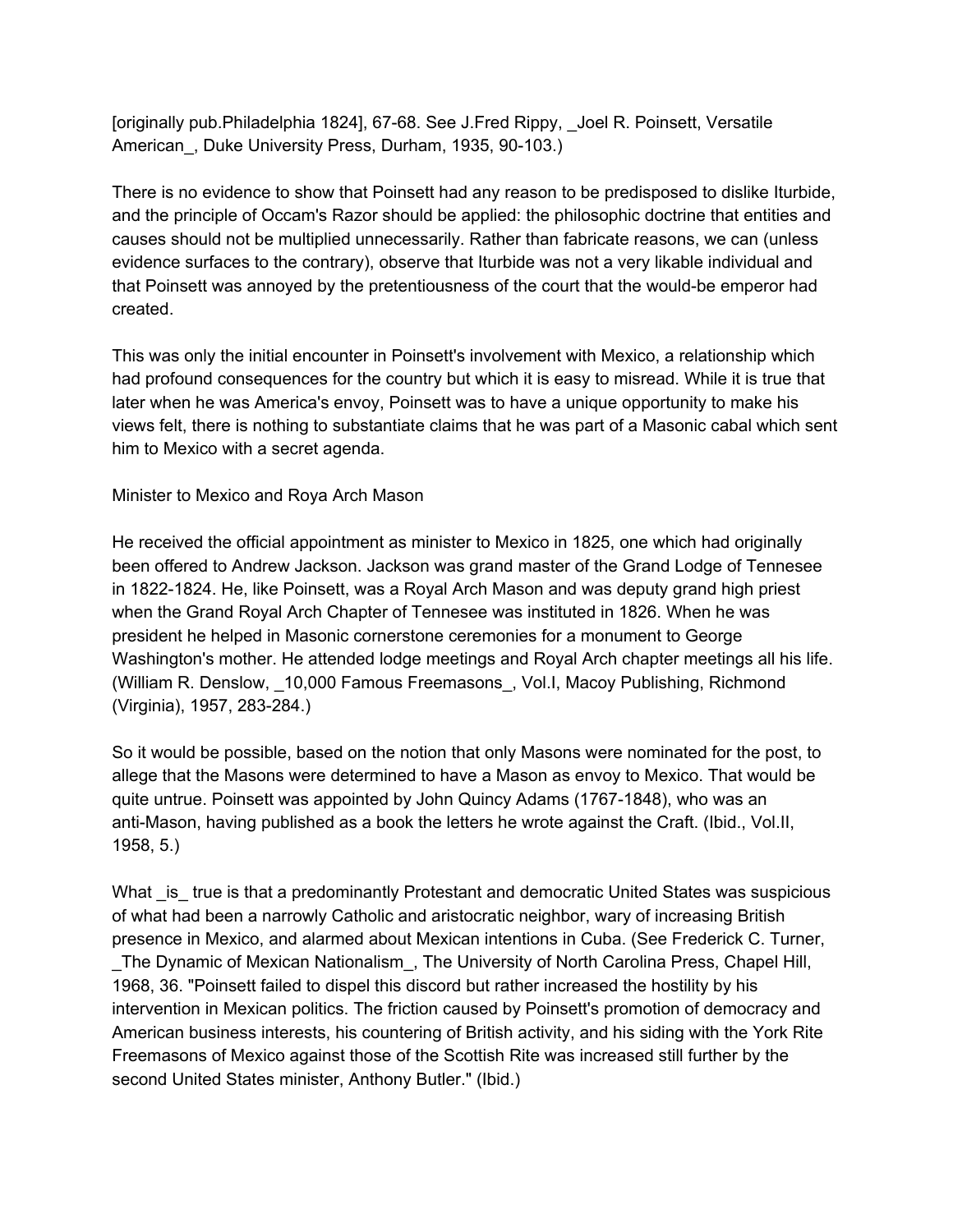[originally pub.Philadelphia 1824], 67-68. See J.Fred Rippy, _Joel R. Poinsett, Versatile American_, Duke University Press, Durham, 1935, 90-103.)

There is no evidence to show that Poinsett had any reason to be predisposed to dislike Iturbide, and the principle of Occam's Razor should be applied: the philosophic doctrine that entities and causes should not be multiplied unnecessarily. Rather than fabricate reasons, we can (unless evidence surfaces to the contrary), observe that Iturbide was not a very likable individual and that Poinsett was annoyed by the pretentiousness of the court that the would-be emperor had created.

This was only the initial encounter in Poinsett's involvement with Mexico, a relationship which had profound consequences for the country but which it is easy to misread. While it is true that later when he was America's envoy, Poinsett was to have a unique opportunity to make his views felt, there is nothing to substantiate claims that he was part of a Masonic cabal which sent him to Mexico with a secret agenda.

## Minister to Mexico and Roya Arch Mason

He received the official appointment as minister to Mexico in 1825, one which had originally been offered to Andrew Jackson. Jackson was grand master of the Grand Lodge of Tennesee in 1822-1824. He, like Poinsett, was a Royal Arch Mason and was deputy grand high priest when the Grand Royal Arch Chapter of Tennesee was instituted in 1826. When he was president he helped in Masonic cornerstone ceremonies for a monument to George Washington's mother. He attended lodge meetings and Royal Arch chapter meetings all his life. (William R. Denslow, _10,000 Famous Freemasons_, Vol.I, Macoy Publishing, Richmond (Virginia), 1957, 283-284.)

So it would be possible, based on the notion that only Masons were nominated for the post, to allege that the Masons were determined to have a Mason as envoy to Mexico. That would be quite untrue. Poinsett was appointed by John Quincy Adams (1767-1848), who was an anti-Mason, having published as a book the letters he wrote against the Craft. (Ibid., Vol.II, 1958, 5.)

What _is_ true is that a predominantly Protestant and democratic United States was suspicious of what had been a narrowly Catholic and aristocratic neighbor, wary of increasing British presence in Mexico, and alarmed about Mexican intentions in Cuba. (See Frederick C. Turner, _The Dynamic of Mexican Nationalism_, The University of North Carolina Press, Chapel Hill, 1968, 36. "Poinsett failed to dispel this discord but rather increased the hostility by his intervention in Mexican politics. The friction caused by Poinsett's promotion of democracy and American business interests, his countering of British activity, and his siding with the York Rite Freemasons of Mexico against those of the Scottish Rite was increased still further by the second United States minister, Anthony Butler." (Ibid.)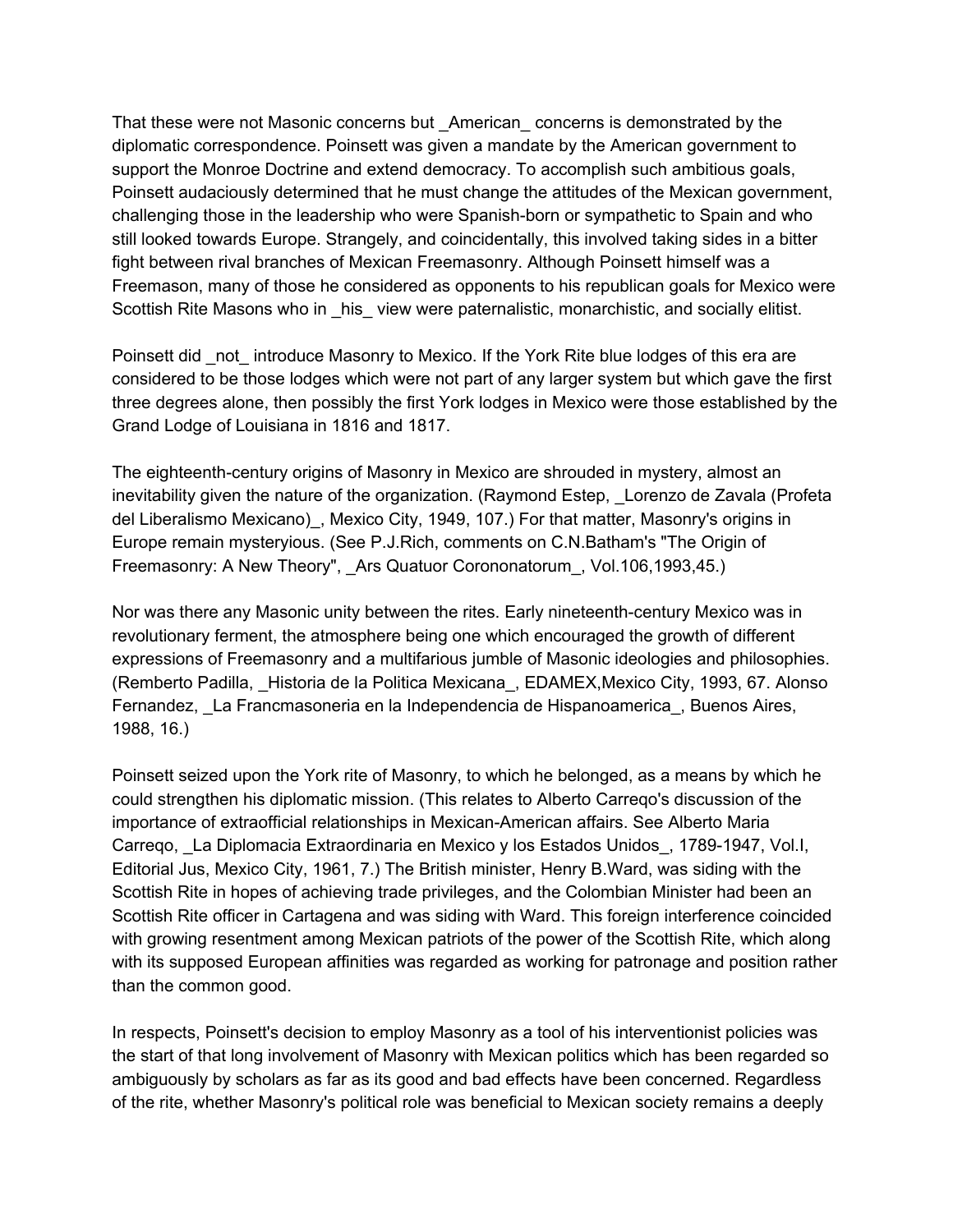That these were not Masonic concerns but _American_ concerns is demonstrated by the diplomatic correspondence. Poinsett was given a mandate by the American government to support the Monroe Doctrine and extend democracy. To accomplish such ambitious goals, Poinsett audaciously determined that he must change the attitudes of the Mexican government, challenging those in the leadership who were Spanish-born or sympathetic to Spain and who still looked towards Europe. Strangely, and coincidentally, this involved taking sides in a bitter fight between rival branches of Mexican Freemasonry. Although Poinsett himself was a Freemason, many of those he considered as opponents to his republican goals for Mexico were Scottish Rite Masons who in _his_ view were paternalistic, monarchistic, and socially elitist.

Poinsett did _not_ introduce Masonry to Mexico. If the York Rite blue lodges of this era are considered to be those lodges which were not part of any larger system but which gave the first three degrees alone, then possibly the first York lodges in Mexico were those established by the Grand Lodge of Louisiana in 1816 and 1817.

The eighteenth-century origins of Masonry in Mexico are shrouded in mystery, almost an inevitability given the nature of the organization. (Raymond Estep, _Lorenzo de Zavala (Profeta del Liberalismo Mexicano)_, Mexico City, 1949, 107.) For that matter, Masonry's origins in Europe remain mysteryious. (See P.J.Rich, comments on C.N.Batham's "The Origin of Freemasonry: A New Theory", _Ars Quatuor Corononatorum_, Vol.106,1993,45.)

Nor was there any Masonic unity between the rites. Early nineteenth-century Mexico was in revolutionary ferment, the atmosphere being one which encouraged the growth of different expressions of Freemasonry and a multifarious jumble of Masonic ideologies and philosophies. (Remberto Padilla, _Historia de la Politica Mexicana_, EDAMEX,Mexico City, 1993, 67. Alonso Fernandez, _La Francmasoneria en la Independencia de Hispanoamerica_, Buenos Aires, 1988, 16.)

Poinsett seized upon the York rite of Masonry, to which he belonged, as a means by which he could strengthen his diplomatic mission. (This relates to Alberto Carreqo's discussion of the importance of extraofficial relationships in Mexican-American affairs. See Alberto Maria Carreqo, _La Diplomacia Extraordinaria en Mexico y los Estados Unidos_, 1789-1947, Vol.I, Editorial Jus, Mexico City, 1961, 7.) The British minister, Henry B.Ward, was siding with the Scottish Rite in hopes of achieving trade privileges, and the Colombian Minister had been an Scottish Rite officer in Cartagena and was siding with Ward. This foreign interference coincided with growing resentment among Mexican patriots of the power of the Scottish Rite, which along with its supposed European affinities was regarded as working for patronage and position rather than the common good.

In respects, Poinsett's decision to employ Masonry as a tool of his interventionist policies was the start of that long involvement of Masonry with Mexican politics which has been regarded so ambiguously by scholars as far as its good and bad effects have been concerned. Regardless of the rite, whether Masonry's political role was beneficial to Mexican society remains a deeply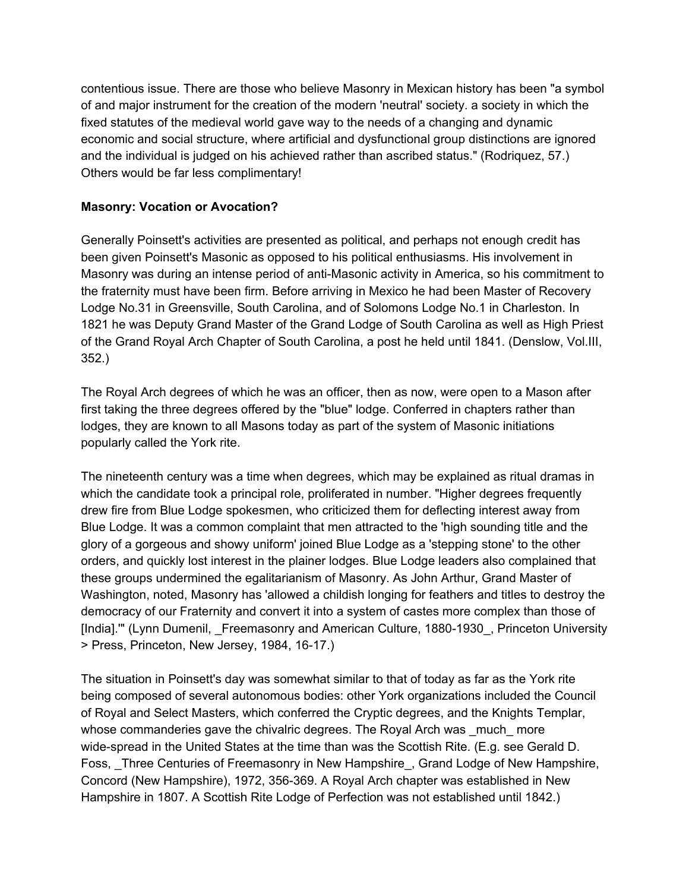contentious issue. There are those who believe Masonry in Mexican history has been "a symbol of and major instrument for the creation of the modern 'neutral' society. a society in which the fixed statutes of the medieval world gave way to the needs of a changing and dynamic economic and social structure, where artificial and dysfunctional group distinctions are ignored and the individual is judged on his achieved rather than ascribed status." (Rodriquez, 57.) Others would be far less complimentary!

**Masonry: Vocation or Avocation?**

Generally Poinsett's activities are presented as political, and perhaps not enough credit has been given Poinsett's Masonic as opposed to his political enthusiasms. His involvement in Masonry was during an intense period of anti-Masonic activity in America, so his commitment to the fraternity must have been firm. Before arriving in Mexico he had been Master of Recovery Lodge No.31 in Greensville, South Carolina, and of Solomons Lodge No.1 in Charleston. In 1821 he was Deputy Grand Master of the Grand Lodge of South Carolina as well as High Priest of the Grand Royal Arch Chapter of South Carolina, a post he held until 1841. (Denslow, Vol.III, 352.)

The Royal Arch degrees of which he was an officer, then as now, were open to a Mason after first taking the three degrees offered by the "blue" lodge. Conferred in chapters rather than lodges, they are known to all Masons today as part of the system of Masonic initiations popularly called the York rite.

The nineteenth century was a time when degrees, which may be explained as ritual dramas in which the candidate took a principal role, proliferated in number. "Higher degrees frequently drew fire from Blue Lodge spokesmen, who criticized them for deflecting interest away from Blue Lodge. It was a common complaint that men attracted to the 'high sounding title and the glory of a gorgeous and showy uniform' joined Blue Lodge as a 'stepping stone' to the other orders, and quickly lost interest in the plainer lodges. Blue Lodge leaders also complained that these groups undermined the egalitarianism of Masonry. As John Arthur, Grand Master of Washington, noted, Masonry has 'allowed a childish longing for feathers and titles to destroy the democracy of our Fraternity and convert it into a system of castes more complex than those of [India].'" (Lynn Dumenil, _Freemasonry and American Culture, 1880-1930_, Princeton University > Press, Princeton, New Jersey, 1984, 16-17.)

The situation in Poinsett's day was somewhat similar to that of today as far as the York rite being composed of several autonomous bodies: other York organizations included the Council of Royal and Select Masters, which conferred the Cryptic degrees, and the Knights Templar, whose commanderies gave the chivalric degrees. The Royal Arch was _much_ more wide-spread in the United States at the time than was the Scottish Rite. (E.g. see Gerald D. Foss, _Three Centuries of Freemasonry in New Hampshire_, Grand Lodge of New Hampshire, Concord (New Hampshire), 1972, 356-369. A Royal Arch chapter was established in New Hampshire in 1807. A Scottish Rite Lodge of Perfection was not established until 1842.)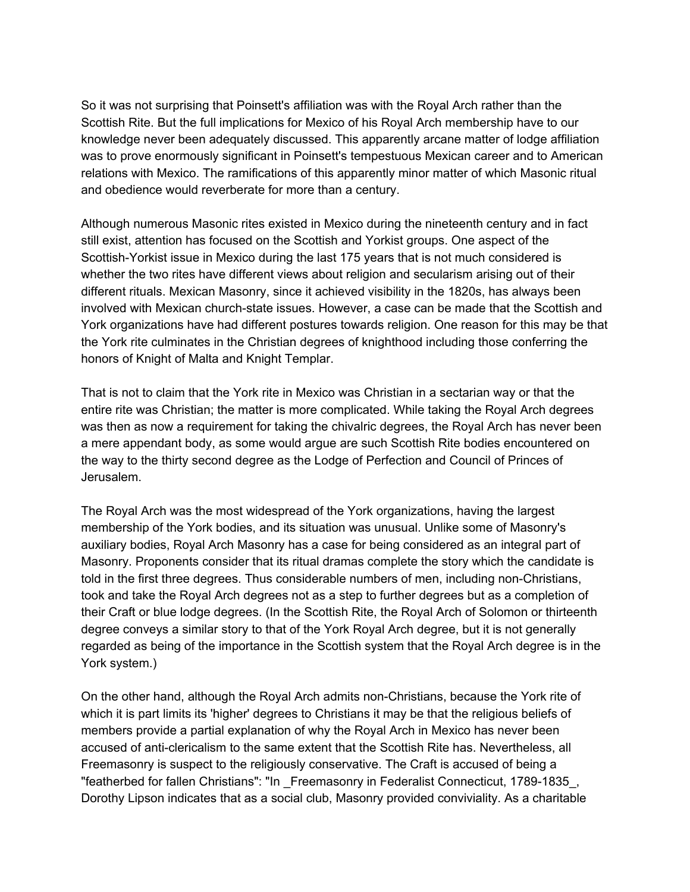So it was not surprising that Poinsett's affiliation was with the Royal Arch rather than the Scottish Rite. But the full implications for Mexico of his Royal Arch membership have to our knowledge never been adequately discussed. This apparently arcane matter of lodge affiliation was to prove enormously significant in Poinsett's tempestuous Mexican career and to American relations with Mexico. The ramifications of this apparently minor matter of which Masonic ritual and obedience would reverberate for more than a century.

Although numerous Masonic rites existed in Mexico during the nineteenth century and in fact still exist, attention has focused on the Scottish and Yorkist groups. One aspect of the Scottish-Yorkist issue in Mexico during the last 175 years that is not much considered is whether the two rites have different views about religion and secularism arising out of their different rituals. Mexican Masonry, since it achieved visibility in the 1820s, has always been involved with Mexican church-state issues. However, a case can be made that the Scottish and York organizations have had different postures towards religion. One reason for this may be that the York rite culminates in the Christian degrees of knighthood including those conferring the honors of Knight of Malta and Knight Templar.

That is not to claim that the York rite in Mexico was Christian in a sectarian way or that the entire rite was Christian; the matter is more complicated. While taking the Royal Arch degrees was then as now a requirement for taking the chivalric degrees, the Royal Arch has never been a mere appendant body, as some would argue are such Scottish Rite bodies encountered on the way to the thirty second degree as the Lodge of Perfection and Council of Princes of Jerusalem.

The Royal Arch was the most widespread of the York organizations, having the largest membership of the York bodies, and its situation was unusual. Unlike some of Masonry's auxiliary bodies, Royal Arch Masonry has a case for being considered as an integral part of Masonry. Proponents consider that its ritual dramas complete the story which the candidate is told in the first three degrees. Thus considerable numbers of men, including non-Christians, took and take the Royal Arch degrees not as a step to further degrees but as a completion of their Craft or blue lodge degrees. (In the Scottish Rite, the Royal Arch of Solomon or thirteenth degree conveys a similar story to that of the York Royal Arch degree, but it is not generally regarded as being of the importance in the Scottish system that the Royal Arch degree is in the York system.)

On the other hand, although the Royal Arch admits non-Christians, because the York rite of which it is part limits its 'higher' degrees to Christians it may be that the religious beliefs of members provide a partial explanation of why the Royal Arch in Mexico has never been accused of anti-clericalism to the same extent that the Scottish Rite has. Nevertheless, all Freemasonry is suspect to the religiously conservative. The Craft is accused of being a "featherbed for fallen Christians": "In _Freemasonry in Federalist Connecticut, 1789-1835_, Dorothy Lipson indicates that as a social club, Masonry provided conviviality. As a charitable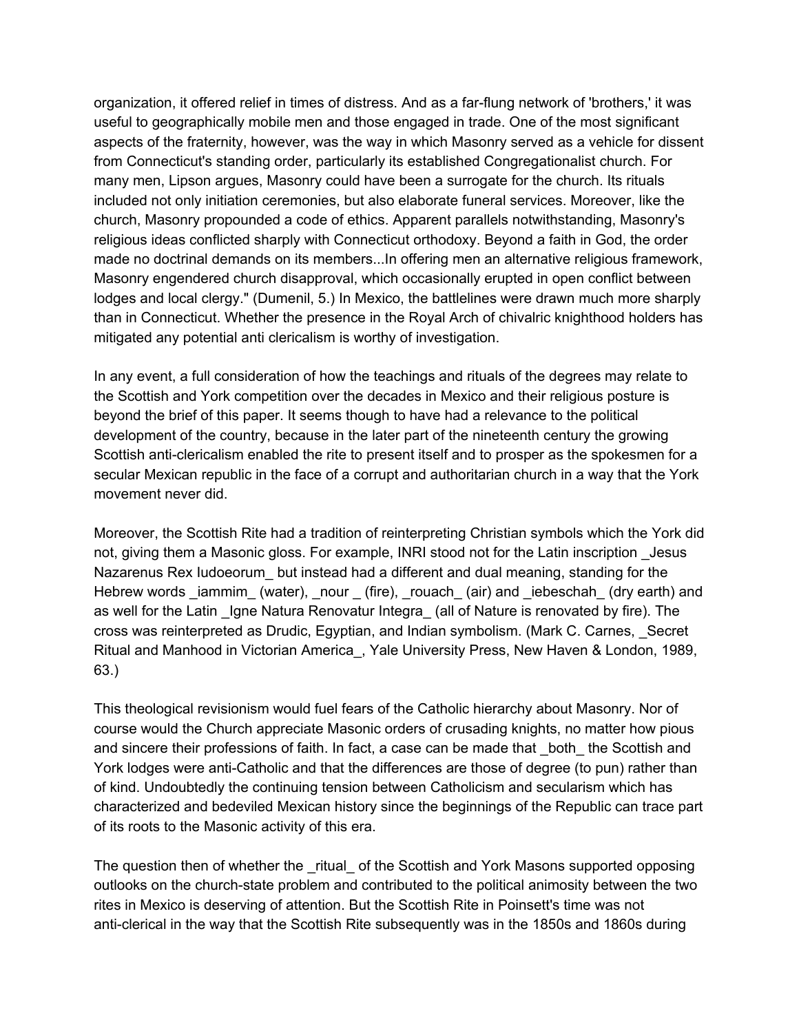organization, it offered relief in times of distress. And as a far-flung network of 'brothers,' it was useful to geographically mobile men and those engaged in trade. One of the most significant aspects of the fraternity, however, was the way in which Masonry served as a vehicle for dissent from Connecticut's standing order, particularly its established Congregationalist church. For many men, Lipson argues, Masonry could have been a surrogate for the church. Its rituals included not only initiation ceremonies, but also elaborate funeral services. Moreover, like the church, Masonry propounded a code of ethics. Apparent parallels notwithstanding, Masonry's religious ideas conflicted sharply with Connecticut orthodoxy. Beyond a faith in God, the order made no doctrinal demands on its members...In offering men an alternative religious framework, Masonry engendered church disapproval, which occasionally erupted in open conflict between lodges and local clergy." (Dumenil, 5.) In Mexico, the battlelines were drawn much more sharply than in Connecticut. Whether the presence in the Royal Arch of chivalric knighthood holders has mitigated any potential anti clericalism is worthy of investigation.

In any event, a full consideration of how the teachings and rituals of the degrees may relate to the Scottish and York competition over the decades in Mexico and their religious posture is beyond the brief of this paper. It seems though to have had a relevance to the political development of the country, because in the later part of the nineteenth century the growing Scottish anti-clericalism enabled the rite to present itself and to prosper as the spokesmen for a secular Mexican republic in the face of a corrupt and authoritarian church in a way that the York movement never did.

Moreover, the Scottish Rite had a tradition of reinterpreting Christian symbols which the York did not, giving them a Masonic gloss. For example, INRI stood not for the Latin inscription _Jesus Nazarenus Rex Iudoeorum_ but instead had a different and dual meaning, standing for the Hebrew words _iammim_ (water), _nour _ (fire), _rouach_ (air) and _iebeschah_ (dry earth) and as well for the Latin _Igne Natura Renovatur Integra_ (all of Nature is renovated by fire). The cross was reinterpreted as Drudic, Egyptian, and Indian symbolism. (Mark C. Carnes, _Secret Ritual and Manhood in Victorian America_, Yale University Press, New Haven & London, 1989, 63.)

This theological revisionism would fuel fears of the Catholic hierarchy about Masonry. Nor of course would the Church appreciate Masonic orders of crusading knights, no matter how pious and sincere their professions of faith. In fact, a case can be made that _both_ the Scottish and York lodges were anti-Catholic and that the differences are those of degree (to pun) rather than of kind. Undoubtedly the continuing tension between Catholicism and secularism which has characterized and bedeviled Mexican history since the beginnings of the Republic can trace part of its roots to the Masonic activity of this era.

The question then of whether the _ritual_ of the Scottish and York Masons supported opposing outlooks on the church-state problem and contributed to the political animosity between the two rites in Mexico is deserving of attention. But the Scottish Rite in Poinsett's time was not anti-clerical in the way that the Scottish Rite subsequently was in the 1850s and 1860s during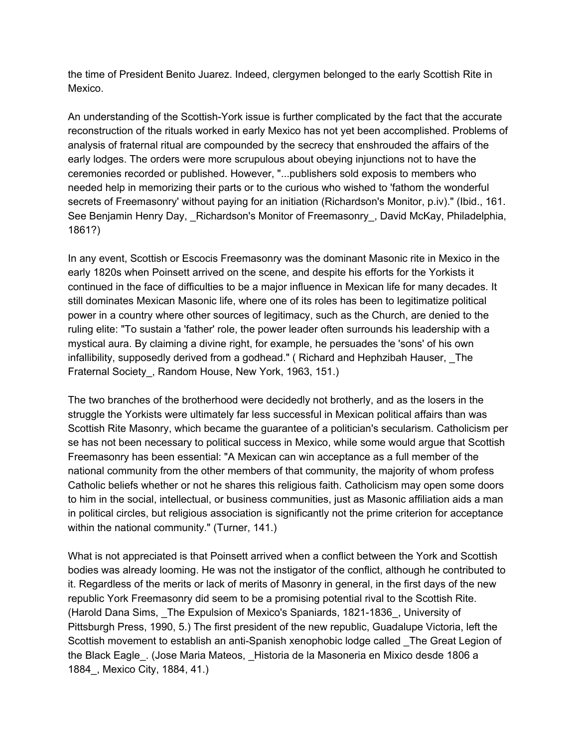the time of President Benito Juarez. Indeed, clergymen belonged to the early Scottish Rite in Mexico.

An understanding of the Scottish-York issue is further complicated by the fact that the accurate reconstruction of the rituals worked in early Mexico has not yet been accomplished. Problems of analysis of fraternal ritual are compounded by the secrecy that enshrouded the affairs of the early lodges. The orders were more scrupulous about obeying injunctions not to have the ceremonies recorded or published. However, "...publishers sold exposis to members who needed help in memorizing their parts or to the curious who wished to 'fathom the wonderful secrets of Freemasonry' without paying for an initiation (Richardson's Monitor, p.iv)." (Ibid., 161. See Benjamin Henry Day, _Richardson's Monitor of Freemasonry_, David McKay, Philadelphia, 1861?)

In any event, Scottish or Escocis Freemasonry was the dominant Masonic rite in Mexico in the early 1820s when Poinsett arrived on the scene, and despite his efforts for the Yorkists it continued in the face of difficulties to be a major influence in Mexican life for many decades. It still dominates Mexican Masonic life, where one of its roles has been to legitimatize political power in a country where other sources of legitimacy, such as the Church, are denied to the ruling elite: "To sustain a 'father' role, the power leader often surrounds his leadership with a mystical aura. By claiming a divine right, for example, he persuades the 'sons' of his own infallibility, supposedly derived from a godhead." ( Richard and Hephzibah Hauser, _The Fraternal Society_, Random House, New York, 1963, 151.)

The two branches of the brotherhood were decidedly not brotherly, and as the losers in the struggle the Yorkists were ultimately far less successful in Mexican political affairs than was Scottish Rite Masonry, which became the guarantee of a politician's secularism. Catholicism per se has not been necessary to political success in Mexico, while some would argue that Scottish Freemasonry has been essential: "A Mexican can win acceptance as a full member of the national community from the other members of that community, the majority of whom profess Catholic beliefs whether or not he shares this religious faith. Catholicism may open some doors to him in the social, intellectual, or business communities, just as Masonic affiliation aids a man in political circles, but religious association is significantly not the prime criterion for acceptance within the national community." (Turner, 141.)

What is not appreciated is that Poinsett arrived when a conflict between the York and Scottish bodies was already looming. He was not the instigator of the conflict, although he contributed to it. Regardless of the merits or lack of merits of Masonry in general, in the first days of the new republic York Freemasonry did seem to be a promising potential rival to the Scottish Rite. (Harold Dana Sims, _The Expulsion of Mexico's Spaniards, 1821-1836_, University of Pittsburgh Press, 1990, 5.) The first president of the new republic, Guadalupe Victoria, left the Scottish movement to establish an anti-Spanish xenophobic lodge called _The Great Legion of the Black Eagle_. (Jose Maria Mateos, _Historia de la Masoneria en Mixico desde 1806 a 1884_, Mexico City, 1884, 41.)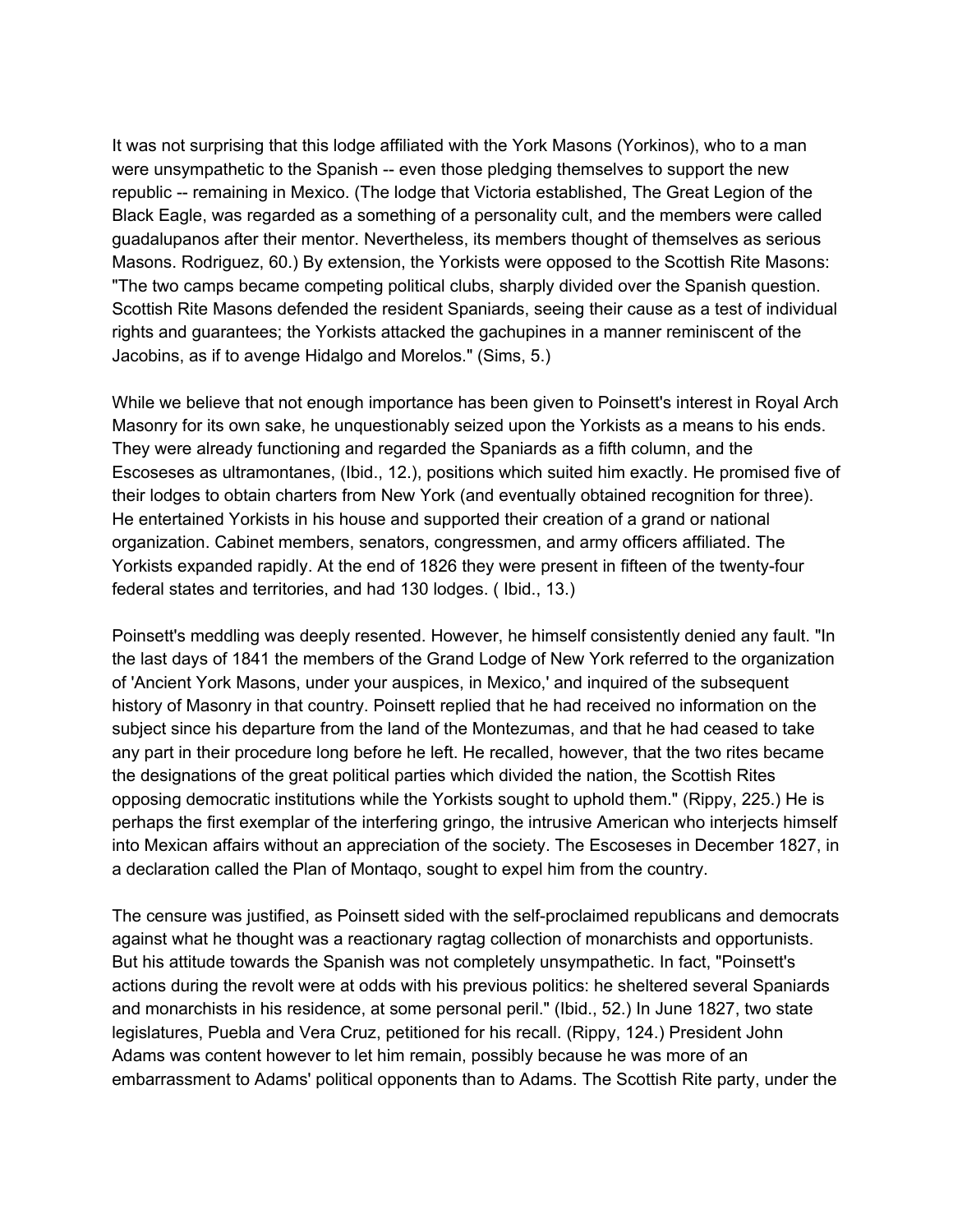It was not surprising that this lodge affiliated with the York Masons (Yorkinos), who to a man were unsympathetic to the Spanish -- even those pledging themselves to support the new republic -- remaining in Mexico. (The lodge that Victoria established, The Great Legion of the Black Eagle, was regarded as a something of a personality cult, and the members were called guadalupanos after their mentor. Nevertheless, its members thought of themselves as serious Masons. Rodriguez, 60.) By extension, the Yorkists were opposed to the Scottish Rite Masons: "The two camps became competing political clubs, sharply divided over the Spanish question. Scottish Rite Masons defended the resident Spaniards, seeing their cause as a test of individual rights and guarantees; the Yorkists attacked the gachupines in a manner reminiscent of the Jacobins, as if to avenge Hidalgo and Morelos." (Sims, 5.)

While we believe that not enough importance has been given to Poinsett's interest in Royal Arch Masonry for its own sake, he unquestionably seized upon the Yorkists as a means to his ends. They were already functioning and regarded the Spaniards as a fifth column, and the Escoseses as ultramontanes, (Ibid., 12.), positions which suited him exactly. He promised five of their lodges to obtain charters from New York (and eventually obtained recognition for three). He entertained Yorkists in his house and supported their creation of a grand or national organization. Cabinet members, senators, congressmen, and army officers affiliated. The Yorkists expanded rapidly. At the end of 1826 they were present in fifteen of the twenty-four federal states and territories, and had 130 lodges. ( Ibid., 13.)

Poinsett's meddling was deeply resented. However, he himself consistently denied any fault. "In the last days of 1841 the members of the Grand Lodge of New York referred to the organization of 'Ancient York Masons, under your auspices, in Mexico,' and inquired of the subsequent history of Masonry in that country. Poinsett replied that he had received no information on the subject since his departure from the land of the Montezumas, and that he had ceased to take any part in their procedure long before he left. He recalled, however, that the two rites became the designations of the great political parties which divided the nation, the Scottish Rites opposing democratic institutions while the Yorkists sought to uphold them." (Rippy, 225.) He is perhaps the first exemplar of the interfering gringo, the intrusive American who interjects himself into Mexican affairs without an appreciation of the society. The Escoseses in December 1827, in a declaration called the Plan of Montaqo, sought to expel him from the country.

The censure was justified, as Poinsett sided with the self-proclaimed republicans and democrats against what he thought was a reactionary ragtag collection of monarchists and opportunists. But his attitude towards the Spanish was not completely unsympathetic. In fact, "Poinsett's actions during the revolt were at odds with his previous politics: he sheltered several Spaniards and monarchists in his residence, at some personal peril." (Ibid., 52.) In June 1827, two state legislatures, Puebla and Vera Cruz, petitioned for his recall. (Rippy, 124.) President John Adams was content however to let him remain, possibly because he was more of an embarrassment to Adams' political opponents than to Adams. The Scottish Rite party, under the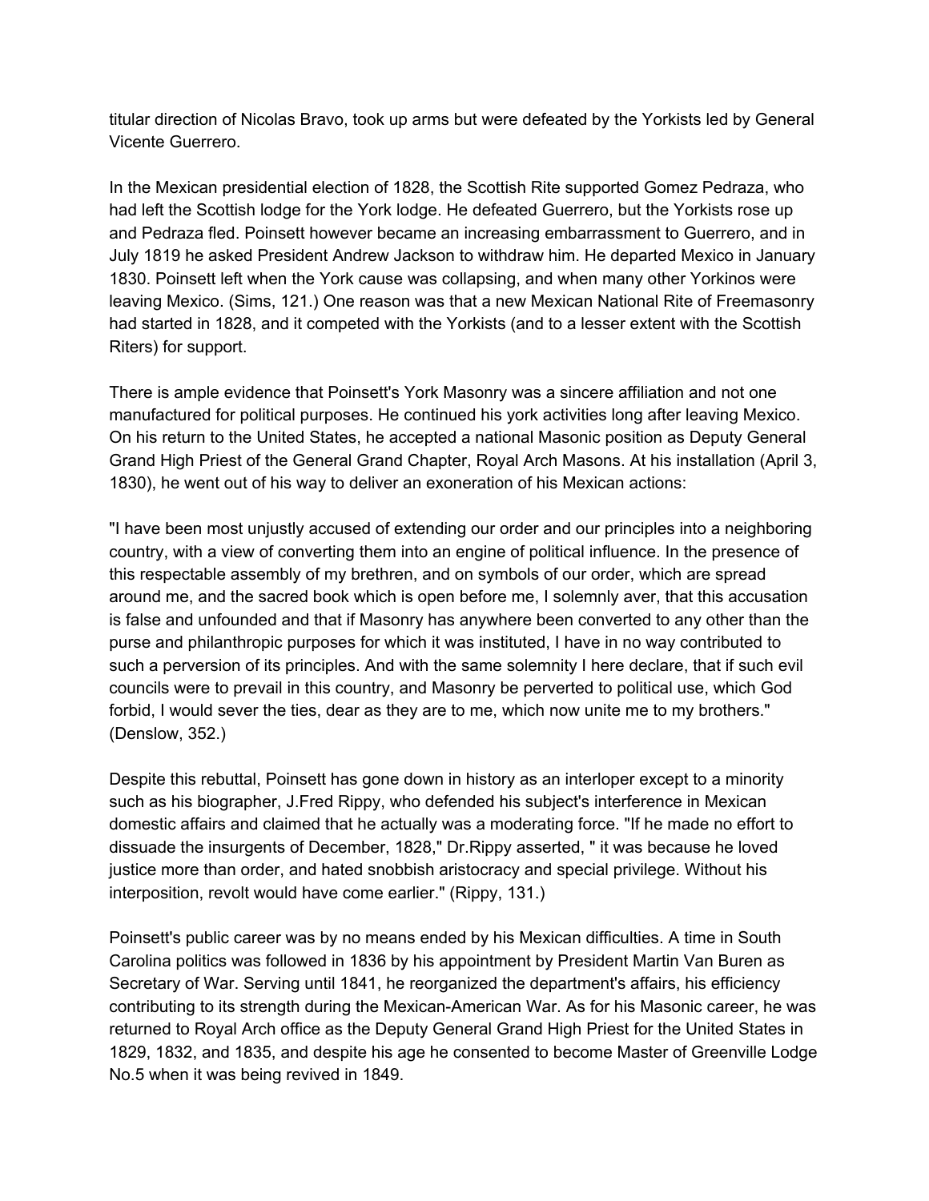titular direction of Nicolas Bravo, took up arms but were defeated by the Yorkists led by General Vicente Guerrero.

In the Mexican presidential election of 1828, the Scottish Rite supported Gomez Pedraza, who had left the Scottish lodge for the York lodge. He defeated Guerrero, but the Yorkists rose up and Pedraza fled. Poinsett however became an increasing embarrassment to Guerrero, and in July 1819 he asked President Andrew Jackson to withdraw him. He departed Mexico in January 1830. Poinsett left when the York cause was collapsing, and when many other Yorkinos were leaving Mexico. (Sims, 121.) One reason was that a new Mexican National Rite of Freemasonry had started in 1828, and it competed with the Yorkists (and to a lesser extent with the Scottish Riters) for support.

There is ample evidence that Poinsett's York Masonry was a sincere affiliation and not one manufactured for political purposes. He continued his york activities long after leaving Mexico. On his return to the United States, he accepted a national Masonic position as Deputy General Grand High Priest of the General Grand Chapter, Royal Arch Masons. At his installation (April 3, 1830), he went out of his way to deliver an exoneration of his Mexican actions:

"I have been most unjustly accused of extending our order and our principles into a neighboring country, with a view of converting them into an engine of political influence. In the presence of this respectable assembly of my brethren, and on symbols of our order, which are spread around me, and the sacred book which is open before me, I solemnly aver, that this accusation is false and unfounded and that if Masonry has anywhere been converted to any other than the purse and philanthropic purposes for which it was instituted, I have in no way contributed to such a perversion of its principles. And with the same solemnity I here declare, that if such evil councils were to prevail in this country, and Masonry be perverted to political use, which God forbid, I would sever the ties, dear as they are to me, which now unite me to my brothers." (Denslow, 352.)

Despite this rebuttal, Poinsett has gone down in history as an interloper except to a minority such as his biographer, J.Fred Rippy, who defended his subject's interference in Mexican domestic affairs and claimed that he actually was a moderating force. "If he made no effort to dissuade the insurgents of December, 1828," Dr.Rippy asserted, " it was because he loved justice more than order, and hated snobbish aristocracy and special privilege. Without his interposition, revolt would have come earlier." (Rippy, 131.)

Poinsett's public career was by no means ended by his Mexican difficulties. A time in South Carolina politics was followed in 1836 by his appointment by President Martin Van Buren as Secretary of War. Serving until 1841, he reorganized the department's affairs, his efficiency contributing to its strength during the Mexican-American War. As for his Masonic career, he was returned to Royal Arch office as the Deputy General Grand High Priest for the United States in 1829, 1832, and 1835, and despite his age he consented to become Master of Greenville Lodge No.5 when it was being revived in 1849.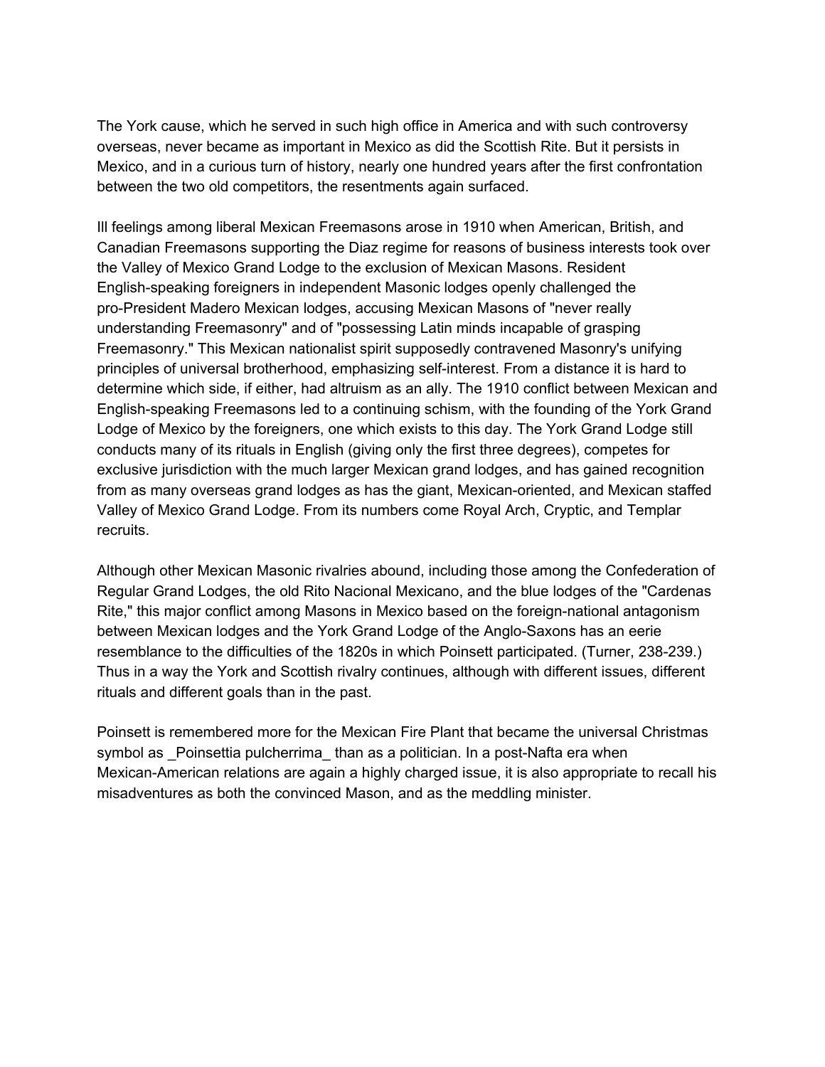The York cause, which he served in such high office in America and with such controversy overseas, never became as important in Mexico as did the Scottish Rite. But it persists in Mexico, and in a curious turn of history, nearly one hundred years after the first confrontation between the two old competitors, the resentments again surfaced.

Ill feelings among liberal Mexican Freemasons arose in 1910 when American, British, and Canadian Freemasons supporting the Diaz regime for reasons of business interests took over the Valley of Mexico Grand Lodge to the exclusion of Mexican Masons. Resident English-speaking foreigners in independent Masonic lodges openly challenged the pro-President Madero Mexican lodges, accusing Mexican Masons of "never really understanding Freemasonry" and of "possessing Latin minds incapable of grasping Freemasonry." This Mexican nationalist spirit supposedly contravened Masonry's unifying principles of universal brotherhood, emphasizing self-interest. From a distance it is hard to determine which side, if either, had altruism as an ally. The 1910 conflict between Mexican and English-speaking Freemasons led to a continuing schism, with the founding of the York Grand Lodge of Mexico by the foreigners, one which exists to this day. The York Grand Lodge still conducts many of its rituals in English (giving only the first three degrees), competes for exclusive jurisdiction with the much larger Mexican grand lodges, and has gained recognition from as many overseas grand lodges as has the giant, Mexican-oriented, and Mexican staffed Valley of Mexico Grand Lodge. From its numbers come Royal Arch, Cryptic, and Templar recruits.

Although other Mexican Masonic rivalries abound, including those among the Confederation of Regular Grand Lodges, the old Rito Nacional Mexicano, and the blue lodges of the "Cardenas Rite," this major conflict among Masons in Mexico based on the foreign-national antagonism between Mexican lodges and the York Grand Lodge of the Anglo-Saxons has an eerie resemblance to the difficulties of the 1820s in which Poinsett participated. (Turner, 238-239.) Thus in a way the York and Scottish rivalry continues, although with different issues, different rituals and different goals than in the past.

Poinsett is remembered more for the Mexican Fire Plant that became the universal Christmas symbol as _Poinsettia pulcherrima_ than as a politician. In a post-Nafta era when Mexican-American relations are again a highly charged issue, it is also appropriate to recall his misadventures as both the convinced Mason, and as the meddling minister.